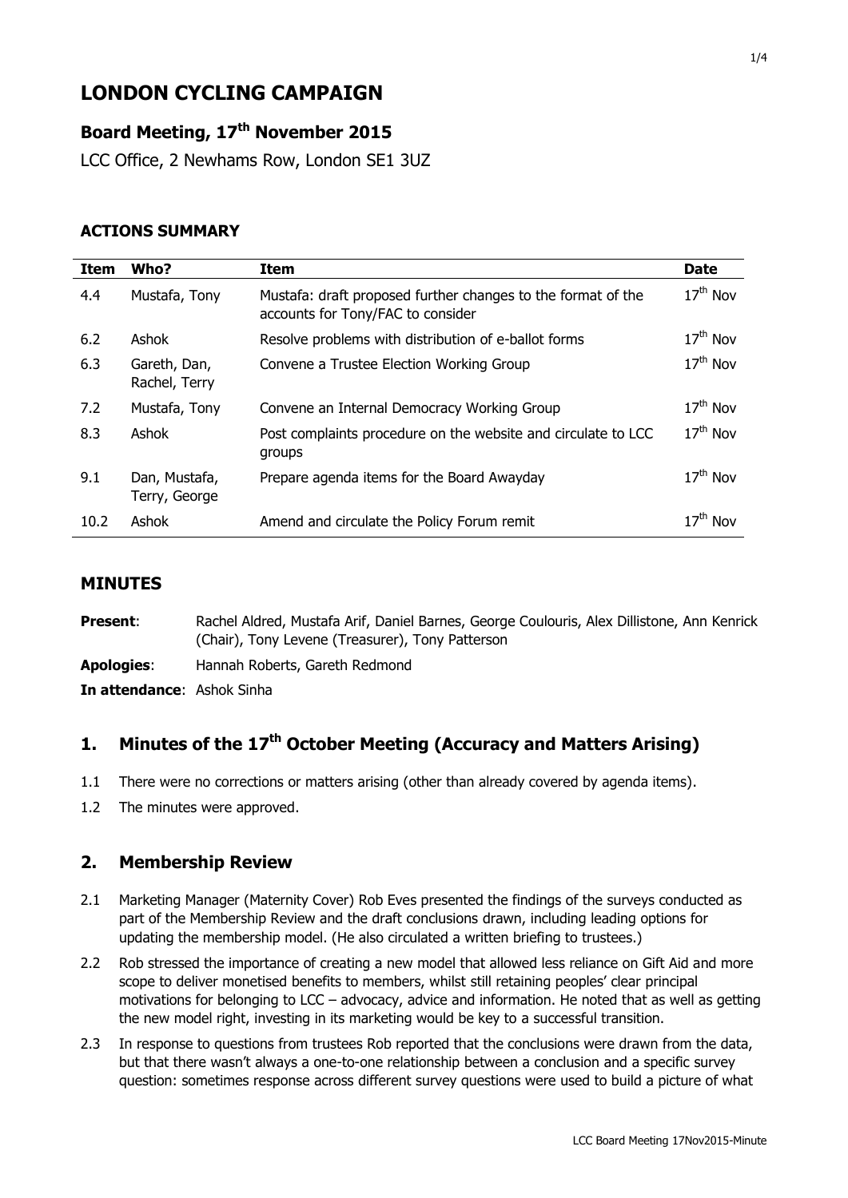# LONDON CYCLING CAMPAIGN

## Board Meeting, 17th November 2015

LCC Office, 2 Newhams Row, London SE1 3UZ

### ACTIONS SUMMARY

| Item | Who? | Item | Date |
|---|---|---|---|
| 4.4 | Mustafa, Tony | Mustafa: draft proposed further changes to the format of the accounts for Tony/FAC to consider | 17th Nov |
| 6.2 | Ashok | Resolve problems with distribution of e-ballot forms | 17th Nov |
| 6.3 | Gareth, Dan, Rachel, Terry | Convene a Trustee Election Working Group | 17th Nov |
| 7.2 | Mustafa, Tony | Convene an Internal Democracy Working Group | 17th Nov |
| 8.3 | Ashok | Post complaints procedure on the website and circulate to LCC groups | 17th Nov |
| 9.1 | Dan, Mustafa, Terry, George | Prepare agenda items for the Board Awayday | 17th Nov |
| 10.2 | Ashok | Amend and circulate the Policy Forum remit | 17th Nov |

## MINUTES

**Present**: Rachel Aldred, Mustafa Arif, Daniel Barnes, George Coulouris, Alex Dillistone, Ann Kenrick (Chair), Tony Levene (Treasurer), Tony Patterson

**Apologies**: Hannah Roberts, Gareth Redmond

**In attendance**: Ashok Sinha

## 1. Minutes of the 17th October Meeting (Accuracy and Matters Arising)

1.1 There were no corrections or matters arising (other than already covered by agenda items).

1.2 The minutes were approved.

## 2. Membership Review

2.1 Marketing Manager (Maternity Cover) Rob Eves presented the findings of the surveys conducted as part of the Membership Review and the draft conclusions drawn, including leading options for updating the membership model. (He also circulated a written briefing to trustees.)

2.2 Rob stressed the importance of creating a new model that allowed less reliance on Gift Aid and more scope to deliver monetised benefits to members, whilst still retaining peoples' clear principal motivations for belonging to LCC – advocacy, advice and information. He noted that as well as getting the new model right, investing in its marketing would be key to a successful transition.

2.3 In response to questions from trustees Rob reported that the conclusions were drawn from the data, but that there wasn't always a one-to-one relationship between a conclusion and a specific survey question: sometimes response across different survey questions were used to build a picture of what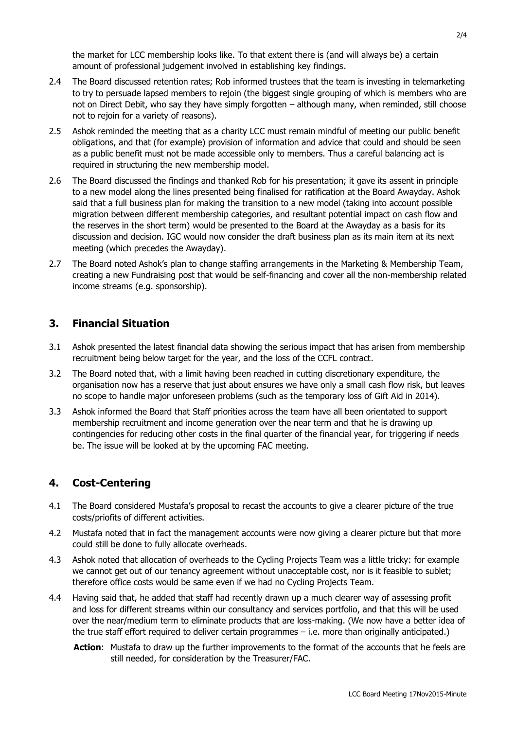the market for LCC membership looks like. To that extent there is (and will always be) a certain amount of professional judgement involved in establishing key findings.

2.4 The Board discussed retention rates; Rob informed trustees that the team is investing in telemarketing to try to persuade lapsed members to rejoin (the biggest single grouping of which is members who are not on Direct Debit, who say they have simply forgotten – although many, when reminded, still choose not to rejoin for a variety of reasons).

2.5 Ashok reminded the meeting that as a charity LCC must remain mindful of meeting our public benefit obligations, and that (for example) provision of information and advice that could and should be seen as a public benefit must not be made accessible only to members. Thus a careful balancing act is required in structuring the new membership model.

2.6 The Board discussed the findings and thanked Rob for his presentation; it gave its assent in principle to a new model along the lines presented being finalised for ratification at the Board Awayday. Ashok said that a full business plan for making the transition to a new model (taking into account possible migration between different membership categories, and resultant potential impact on cash flow and the reserves in the short term) would be presented to the Board at the Awayday as a basis for its discussion and decision. IGC would now consider the draft business plan as its main item at its next meeting (which precedes the Awayday).

2.7 The Board noted Ashok's plan to change staffing arrangements in the Marketing & Membership Team, creating a new Fundraising post that would be self-financing and cover all the non-membership related income streams (e.g. sponsorship).

## 3. Financial Situation

3.1 Ashok presented the latest financial data showing the serious impact that has arisen from membership recruitment being below target for the year, and the loss of the CCFL contract.

3.2 The Board noted that, with a limit having been reached in cutting discretionary expenditure, the organisation now has a reserve that just about ensures we have only a small cash flow risk, but leaves no scope to handle major unforeseen problems (such as the temporary loss of Gift Aid in 2014).

3.3 Ashok informed the Board that Staff priorities across the team have all been orientated to support membership recruitment and income generation over the near term and that he is drawing up contingencies for reducing other costs in the final quarter of the financial year, for triggering if needs be. The issue will be looked at by the upcoming FAC meeting.

## 4. Cost-Centering

4.1 The Board considered Mustafa's proposal to recast the accounts to give a clearer picture of the true costs/priofits of different activities.

4.2 Mustafa noted that in fact the management accounts were now giving a clearer picture but that more could still be done to fully allocate overheads.

4.3 Ashok noted that allocation of overheads to the Cycling Projects Team was a little tricky: for example we cannot get out of our tenancy agreement without unacceptable cost, nor is it feasible to sublet; therefore office costs would be same even if we had no Cycling Projects Team.

4.4 Having said that, he added that staff had recently drawn up a much clearer way of assessing profit and loss for different streams within our consultancy and services portfolio, and that this will be used over the near/medium term to eliminate products that are loss-making. (We now have a better idea of the true staff effort required to deliver certain programmes – i.e. more than originally anticipated.)

**Action**: Mustafa to draw up the further improvements to the format of the accounts that he feels are still needed, for consideration by the Treasurer/FAC.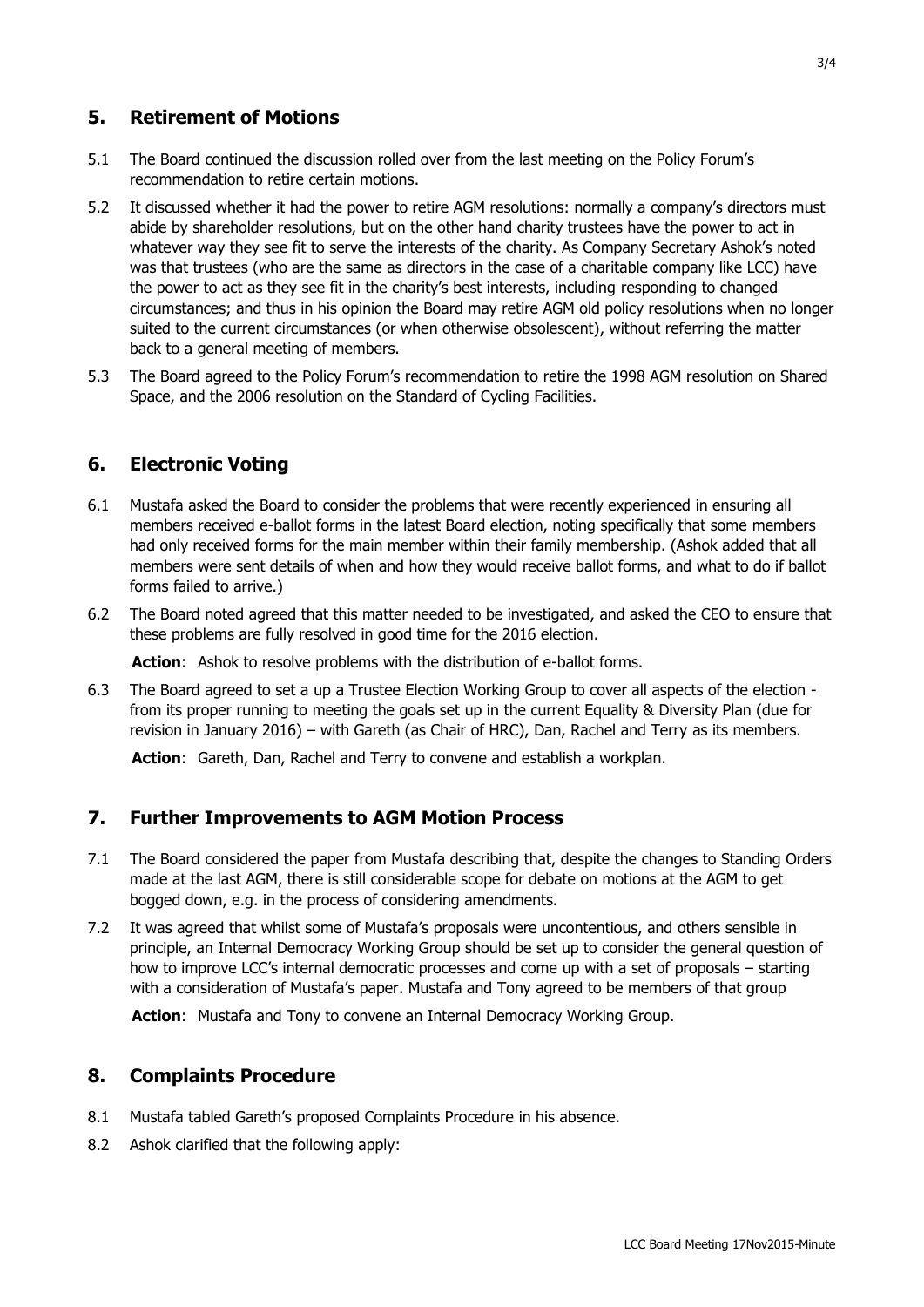## 5. Retirement of Motions

5.1 The Board continued the discussion rolled over from the last meeting on the Policy Forum's recommendation to retire certain motions.

5.2 It discussed whether it had the power to retire AGM resolutions: normally a company's directors must abide by shareholder resolutions, but on the other hand charity trustees have the power to act in whatever way they see fit to serve the interests of the charity. As Company Secretary Ashok's noted was that trustees (who are the same as directors in the case of a charitable company like LCC) have the power to act as they see fit in the charity's best interests, including responding to changed circumstances; and thus in his opinion the Board may retire AGM old policy resolutions when no longer suited to the current circumstances (or when otherwise obsolescent), without referring the matter back to a general meeting of members.

5.3 The Board agreed to the Policy Forum's recommendation to retire the 1998 AGM resolution on Shared Space, and the 2006 resolution on the Standard of Cycling Facilities.

## 6. Electronic Voting

6.1 Mustafa asked the Board to consider the problems that were recently experienced in ensuring all members received e-ballot forms in the latest Board election, noting specifically that some members had only received forms for the main member within their family membership. (Ashok added that all members were sent details of when and how they would receive ballot forms, and what to do if ballot forms failed to arrive.)

6.2 The Board noted agreed that this matter needed to be investigated, and asked the CEO to ensure that these problems are fully resolved in good time for the 2016 election.

**Action**: Ashok to resolve problems with the distribution of e-ballot forms.

6.3 The Board agreed to set a up a Trustee Election Working Group to cover all aspects of the election - from its proper running to meeting the goals set up in the current Equality & Diversity Plan (due for revision in January 2016) – with Gareth (as Chair of HRC), Dan, Rachel and Terry as its members.

**Action**: Gareth, Dan, Rachel and Terry to convene and establish a workplan.

## 7. Further Improvements to AGM Motion Process

7.1 The Board considered the paper from Mustafa describing that, despite the changes to Standing Orders made at the last AGM, there is still considerable scope for debate on motions at the AGM to get bogged down, e.g. in the process of considering amendments.

7.2 It was agreed that whilst some of Mustafa's proposals were uncontentious, and others sensible in principle, an Internal Democracy Working Group should be set up to consider the general question of how to improve LCC's internal democratic processes and come up with a set of proposals – starting with a consideration of Mustafa's paper. Mustafa and Tony agreed to be members of that group

**Action**: Mustafa and Tony to convene an Internal Democracy Working Group.

## 8. Complaints Procedure

8.1 Mustafa tabled Gareth's proposed Complaints Procedure in his absence.

8.2 Ashok clarified that the following apply: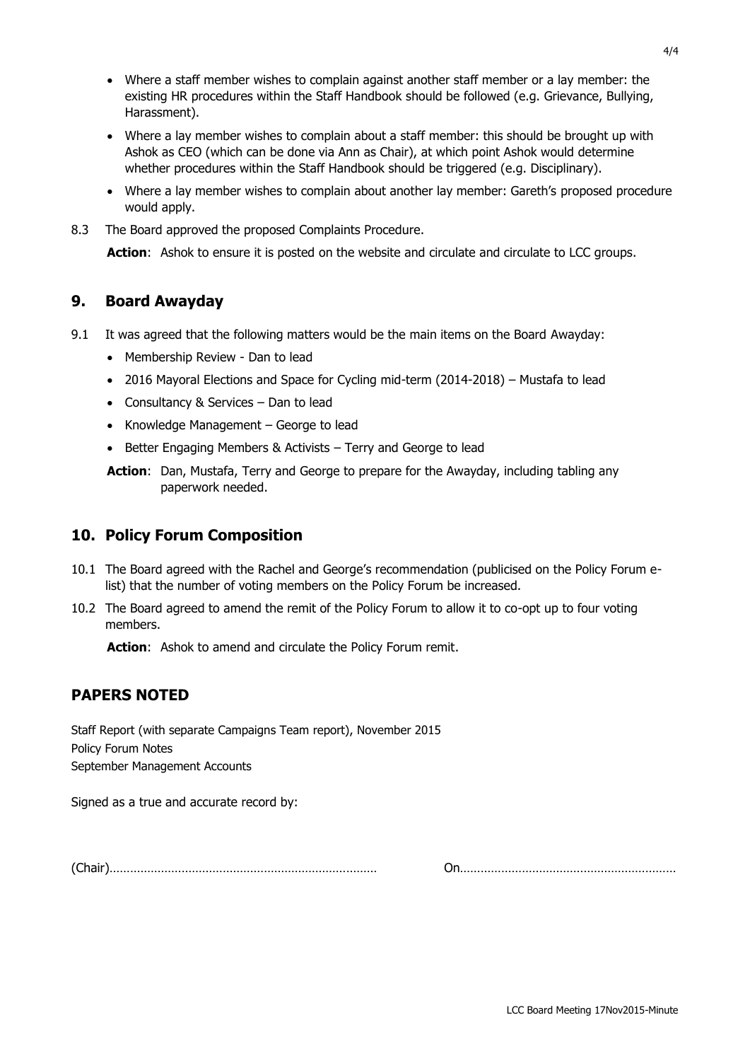- Where a staff member wishes to complain against another staff member or a lay member: the existing HR procedures within the Staff Handbook should be followed (e.g. Grievance, Bullying, Harassment).
- Where a lay member wishes to complain about a staff member: this should be brought up with Ashok as CEO (which can be done via Ann as Chair), at which point Ashok would determine whether procedures within the Staff Handbook should be triggered (e.g. Disciplinary).
- Where a lay member wishes to complain about another lay member: Gareth's proposed procedure would apply.

8.3 The Board approved the proposed Complaints Procedure.

**Action**: Ashok to ensure it is posted on the website and circulate and circulate to LCC groups.

## 9. Board Awayday

9.1 It was agreed that the following matters would be the main items on the Board Awayday:

- Membership Review - Dan to lead
- 2016 Mayoral Elections and Space for Cycling mid-term (2014-2018) – Mustafa to lead
- Consultancy & Services – Dan to lead
- Knowledge Management – George to lead
- Better Engaging Members & Activists – Terry and George to lead

**Action**: Dan, Mustafa, Terry and George to prepare for the Awayday, including tabling any paperwork needed.

## 10. Policy Forum Composition

10.1 The Board agreed with the Rachel and George's recommendation (publicised on the Policy Forum e-list) that the number of voting members on the Policy Forum be increased.

10.2 The Board agreed to amend the remit of the Policy Forum to allow it to co-opt up to four voting members.

**Action**: Ashok to amend and circulate the Policy Forum remit.

## PAPERS NOTED

Staff Report (with separate Campaigns Team report), November 2015
Policy Forum Notes
September Management Accounts

Signed as a true and accurate record by:

(Chair)…………………………………………………………………… On………………………………………………………